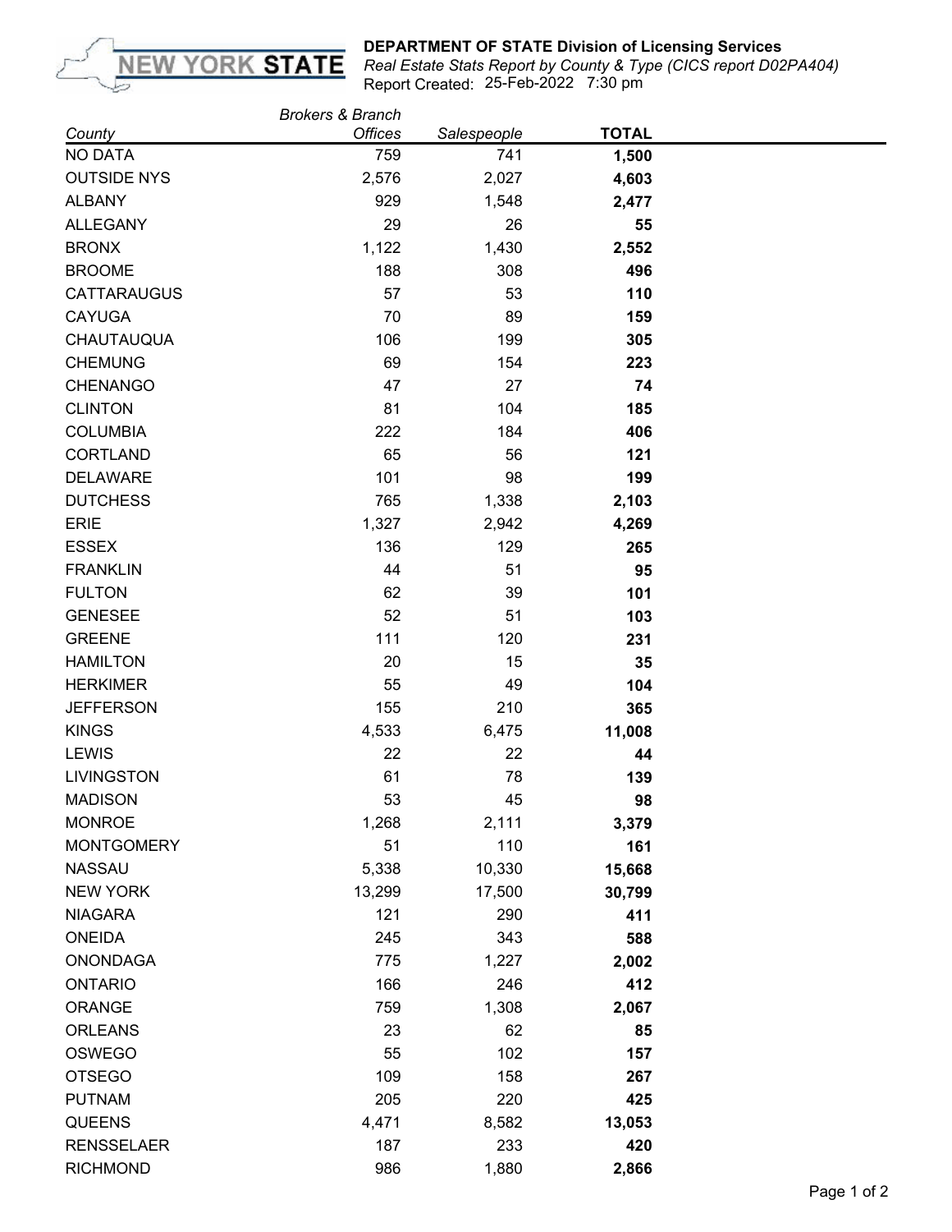**DEPARTMENT OF STATE Division of Licensing Services**

*Real Estate Stats Report by County & Type (CICS report D02PA404)*

Report Created: 25-Feb-2022 7:30 pm

| County | Brokers & Branch Offices | Salespeople | TOTAL |
|---|---|---|---|
| NO DATA | 759 | 741 | **1,500** |
| OUTSIDE NYS | 2,576 | 2,027 | **4,603** |
| ALBANY | 929 | 1,548 | **2,477** |
| ALLEGANY | 29 | 26 | **55** |
| BRONX | 1,122 | 1,430 | **2,552** |
| BROOME | 188 | 308 | **496** |
| CATTARAUGUS | 57 | 53 | **110** |
| CAYUGA | 70 | 89 | **159** |
| CHAUTAUQUA | 106 | 199 | **305** |
| CHEMUNG | 69 | 154 | **223** |
| CHENANGO | 47 | 27 | **74** |
| CLINTON | 81 | 104 | **185** |
| COLUMBIA | 222 | 184 | **406** |
| CORTLAND | 65 | 56 | **121** |
| DELAWARE | 101 | 98 | **199** |
| DUTCHESS | 765 | 1,338 | **2,103** |
| ERIE | 1,327 | 2,942 | **4,269** |
| ESSEX | 136 | 129 | **265** |
| FRANKLIN | 44 | 51 | **95** |
| FULTON | 62 | 39 | **101** |
| GENESEE | 52 | 51 | **103** |
| GREENE | 111 | 120 | **231** |
| HAMILTON | 20 | 15 | **35** |
| HERKIMER | 55 | 49 | **104** |
| JEFFERSON | 155 | 210 | **365** |
| KINGS | 4,533 | 6,475 | **11,008** |
| LEWIS | 22 | 22 | **44** |
| LIVINGSTON | 61 | 78 | **139** |
| MADISON | 53 | 45 | **98** |
| MONROE | 1,268 | 2,111 | **3,379** |
| MONTGOMERY | 51 | 110 | **161** |
| NASSAU | 5,338 | 10,330 | **15,668** |
| NEW YORK | 13,299 | 17,500 | **30,799** |
| NIAGARA | 121 | 290 | **411** |
| ONEIDA | 245 | 343 | **588** |
| ONONDAGA | 775 | 1,227 | **2,002** |
| ONTARIO | 166 | 246 | **412** |
| ORANGE | 759 | 1,308 | **2,067** |
| ORLEANS | 23 | 62 | **85** |
| OSWEGO | 55 | 102 | **157** |
| OTSEGO | 109 | 158 | **267** |
| PUTNAM | 205 | 220 | **425** |
| QUEENS | 4,471 | 8,582 | **13,053** |
| RENSSELAER | 187 | 233 | **420** |
| RICHMOND | 986 | 1,880 | **2,866** |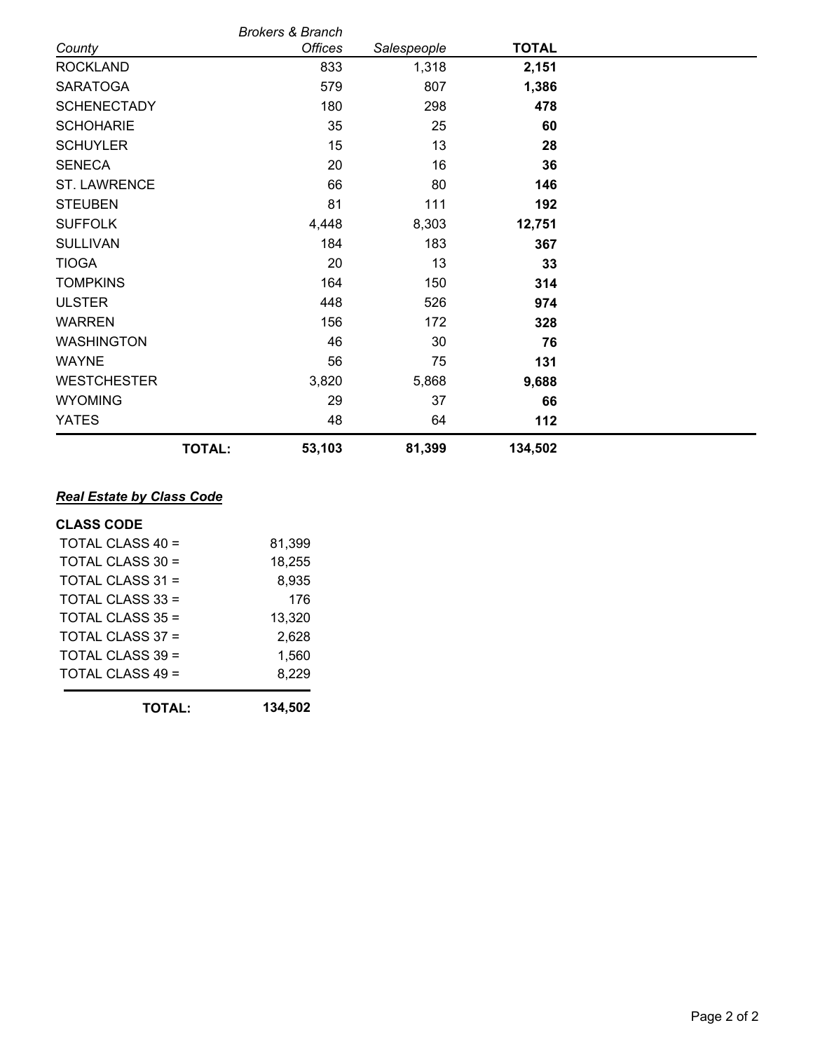| *County* | *Brokers & Branch Offices* | *Salespeople* | **TOTAL** |
|---|---|---|---|
| ROCKLAND | 833 | 1,318 | **2,151** |
| SARATOGA | 579 | 807 | **1,386** |
| SCHENECTADY | 180 | 298 | **478** |
| SCHOHARIE | 35 | 25 | **60** |
| SCHUYLER | 15 | 13 | **28** |
| SENECA | 20 | 16 | **36** |
| ST. LAWRENCE | 66 | 80 | **146** |
| STEUBEN | 81 | 111 | **192** |
| SUFFOLK | 4,448 | 8,303 | **12,751** |
| SULLIVAN | 184 | 183 | **367** |
| TIOGA | 20 | 13 | **33** |
| TOMPKINS | 164 | 150 | **314** |
| ULSTER | 448 | 526 | **974** |
| WARREN | 156 | 172 | **328** |
| WASHINGTON | 46 | 30 | **76** |
| WAYNE | 56 | 75 | **131** |
| WESTCHESTER | 3,820 | 5,868 | **9,688** |
| WYOMING | 29 | 37 | **66** |
| YATES | 48 | 64 | **112** |
| **TOTAL:** | **53,103** | **81,399** | **134,502** |

***Real Estate by Class Code***

| **CLASS CODE** | |
|---|---|
| TOTAL CLASS 40 = | 81,399 |
| TOTAL CLASS 30 = | 18,255 |
| TOTAL CLASS 31 = | 8,935 |
| TOTAL CLASS 33 = | 176 |
| TOTAL CLASS 35 = | 13,320 |
| TOTAL CLASS 37 = | 2,628 |
| TOTAL CLASS 39 = | 1,560 |
| TOTAL CLASS 49 = | 8,229 |
| **TOTAL:** | **134,502** |